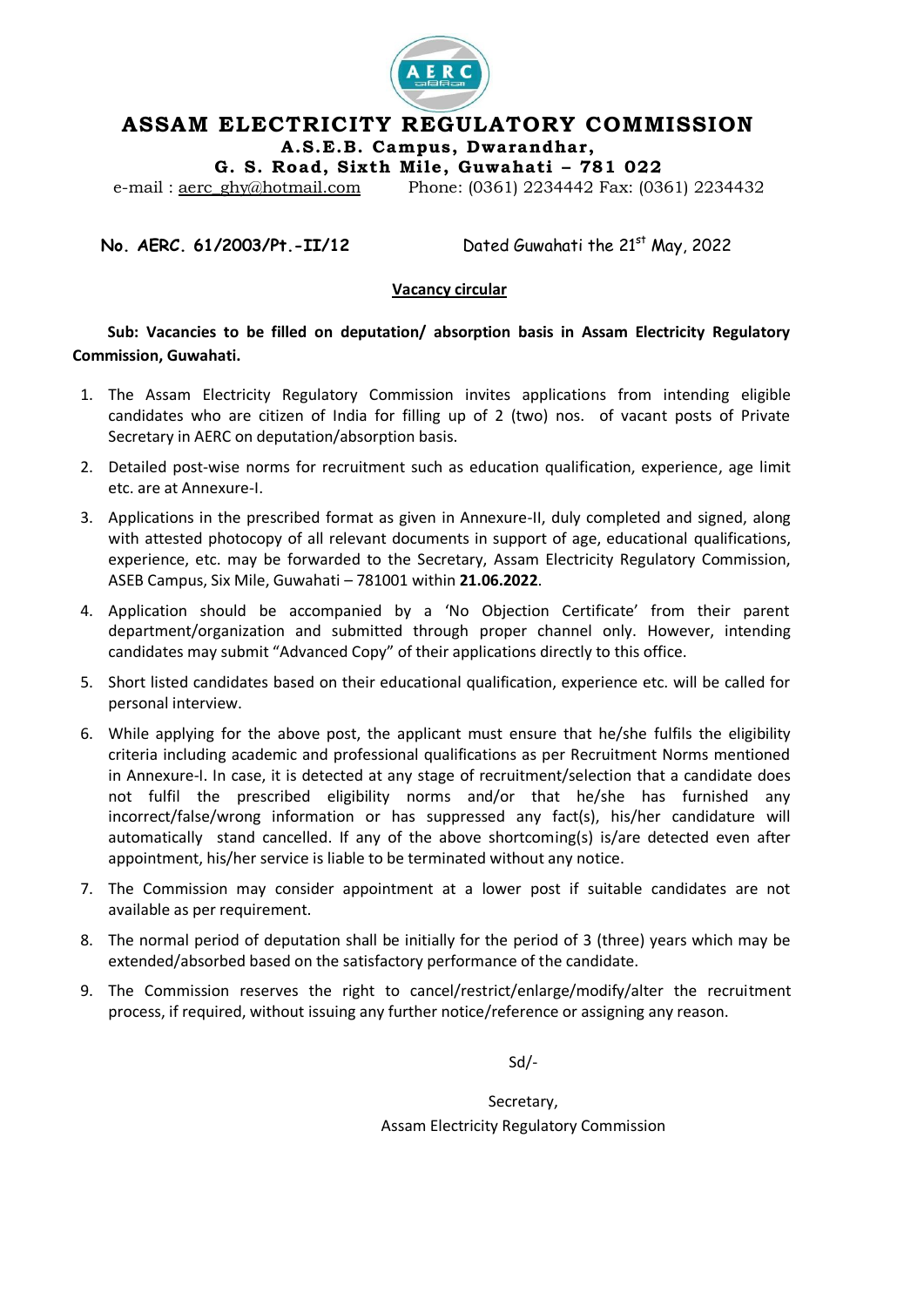# ASSAM ELECTRICITY REGULATORY COMMISSION

**A.S.E.B. Campus, Dwarandhar,**
**G. S. Road, Sixth Mile, Guwahati – 781 022**

e-mail : aerc_ghy@hotmail.com Phone: (0361) 2234442 Fax: (0361) 2234432

**No. AERC. 61/2003/Pt.-II/12** Dated Guwahati the 21st May, 2022

## Vacancy circular

**Sub: Vacancies to be filled on deputation/ absorption basis in Assam Electricity Regulatory Commission, Guwahati.**

1. The Assam Electricity Regulatory Commission invites applications from intending eligible candidates who are citizen of India for filling up of 2 (two) nos. of vacant posts of Private Secretary in AERC on deputation/absorption basis.
2. Detailed post-wise norms for recruitment such as education qualification, experience, age limit etc. are at Annexure-I.
3. Applications in the prescribed format as given in Annexure-II, duly completed and signed, along with attested photocopy of all relevant documents in support of age, educational qualifications, experience, etc. may be forwarded to the Secretary, Assam Electricity Regulatory Commission, ASEB Campus, Six Mile, Guwahati – 781001 within **21.06.2022**.
4. Application should be accompanied by a 'No Objection Certificate' from their parent department/organization and submitted through proper channel only. However, intending candidates may submit "Advanced Copy" of their applications directly to this office.
5. Short listed candidates based on their educational qualification, experience etc. will be called for personal interview.
6. While applying for the above post, the applicant must ensure that he/she fulfils the eligibility criteria including academic and professional qualifications as per Recruitment Norms mentioned in Annexure-I. In case, it is detected at any stage of recruitment/selection that a candidate does not fulfil the prescribed eligibility norms and/or that he/she has furnished any incorrect/false/wrong information or has suppressed any fact(s), his/her candidature will automatically stand cancelled. If any of the above shortcoming(s) is/are detected even after appointment, his/her service is liable to be terminated without any notice.
7. The Commission may consider appointment at a lower post if suitable candidates are not available as per requirement.
8. The normal period of deputation shall be initially for the period of 3 (three) years which may be extended/absorbed based on the satisfactory performance of the candidate.
9. The Commission reserves the right to cancel/restrict/enlarge/modify/alter the recruitment process, if required, without issuing any further notice/reference or assigning any reason.

Sd/-

Secretary,
Assam Electricity Regulatory Commission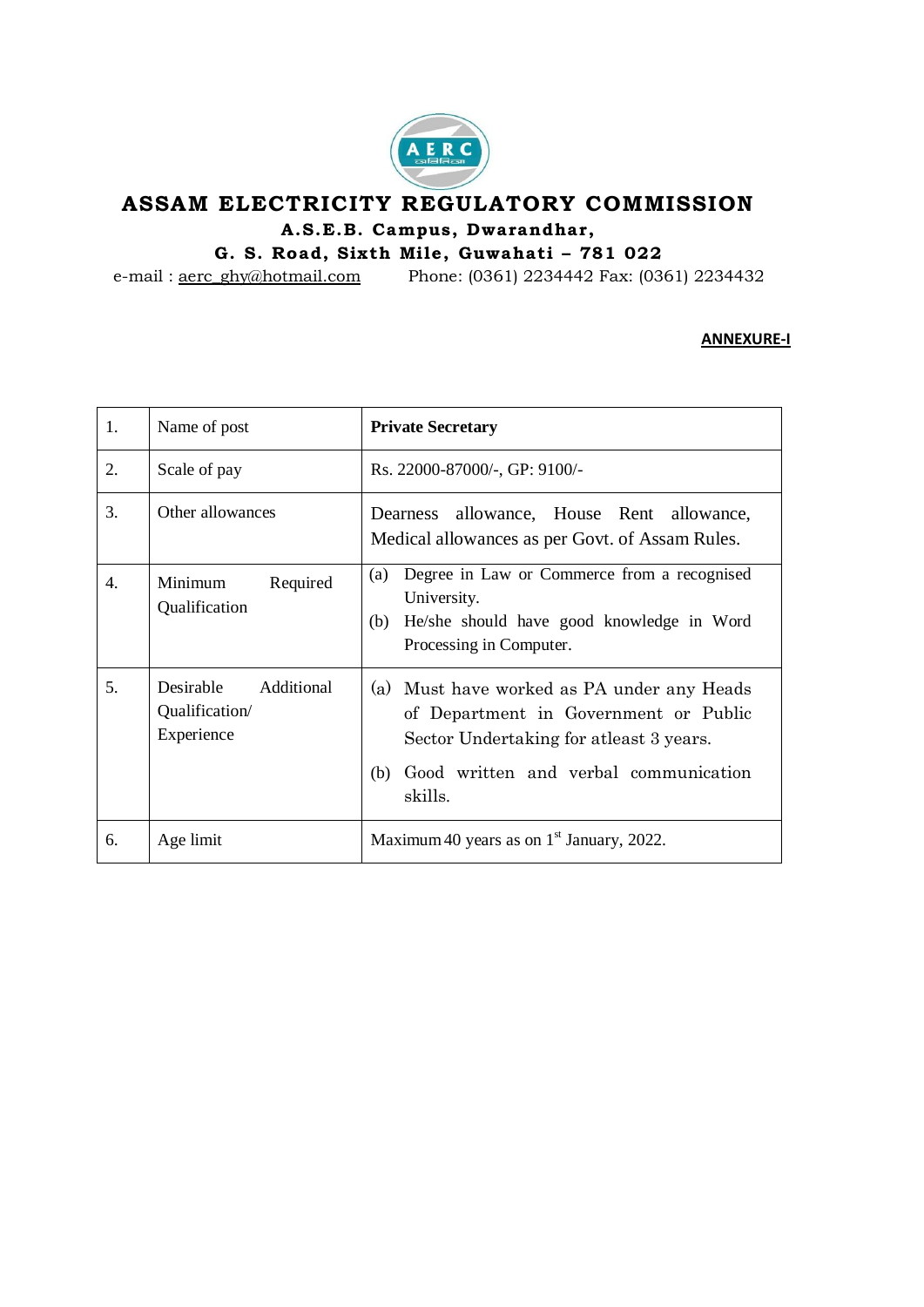# ASSAM ELECTRICITY REGULATORY COMMISSION

**A.S.E.B. Campus, Dwarandhar,**

**G. S. Road, Sixth Mile, Guwahati – 781 022**

e-mail : aerc_ghy@hotmail.com Phone: (0361) 2234442 Fax: (0361) 2234432

**ANNEXURE-I**

| | | |
|---|---|---|
| 1. | Name of post | **Private Secretary** |
| 2. | Scale of pay | Rs. 22000-87000/-, GP: 9100/- |
| 3. | Other allowances | Dearness allowance, House Rent allowance, Medical allowances as per Govt. of Assam Rules. |
| 4. | Minimum Required Qualification | (a) Degree in Law or Commerce from a recognised University.<br>(b) He/she should have good knowledge in Word Processing in Computer. |
| 5. | Desirable Additional Qualification/ Experience | (a) Must have worked as PA under any Heads of Department in Government or Public Sector Undertaking for atleast 3 years.<br>(b) Good written and verbal communication skills. |
| 6. | Age limit | Maximum 40 years as on 1st January, 2022. |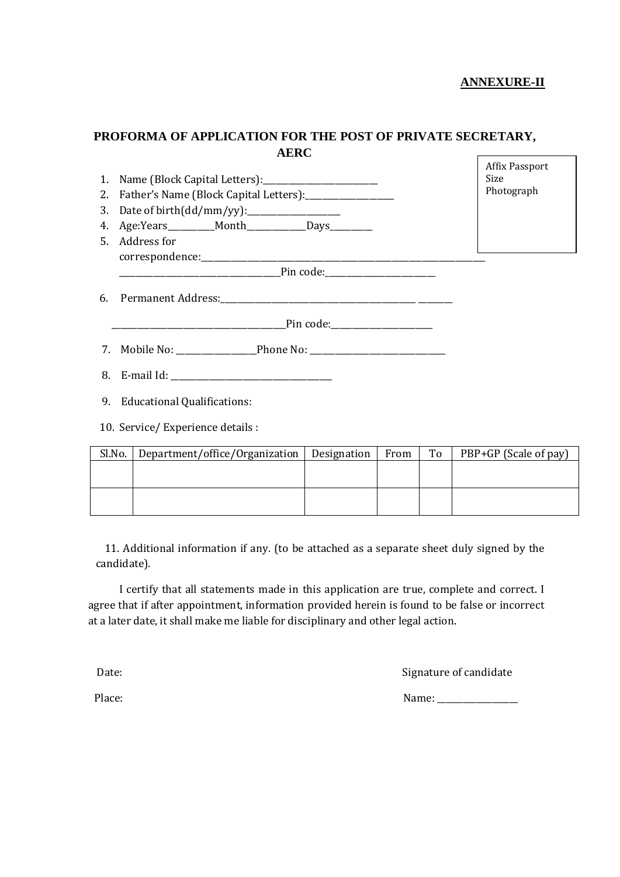**ANNEXURE-II**

## PROFORMA OF APPLICATION FOR THE POST OF PRIVATE SECRETARY, AERC

Affix Passport Size Photograph

1. Name (Block Capital Letters):___________________________
2. Father's Name (Block Capital Letters):____________________
3. Date of birth(dd/mm/yy):______________________
4. Age:Years__________Month______________Days_________
5. Address for correspondence:_____________________________________________________________________ _____________________________________Pin code:_________________________
6. Permanent Address:_______________________________________________ ________ _______________________________________Pin code:_______________________
7. Mobile No: _________________Phone No: _______________________________
8. E-mail Id: ____________________________________
9. Educational Qualifications:
10. Service/ Experience details :

| Sl.No. | Department/office/Organization | Designation | From | To | PBP+GP (Scale of pay) |
|---|---|---|---|---|---|
| | | | | | |
| | | | | | |

11. Additional information if any. (to be attached as a separate sheet duly signed by the candidate).

I certify that all statements made in this application are true, complete and correct. I agree that if after appointment, information provided herein is found to be false or incorrect at a later date, it shall make me liable for disciplinary and other legal action.

Date: Signature of candidate

Place: Name: _________________